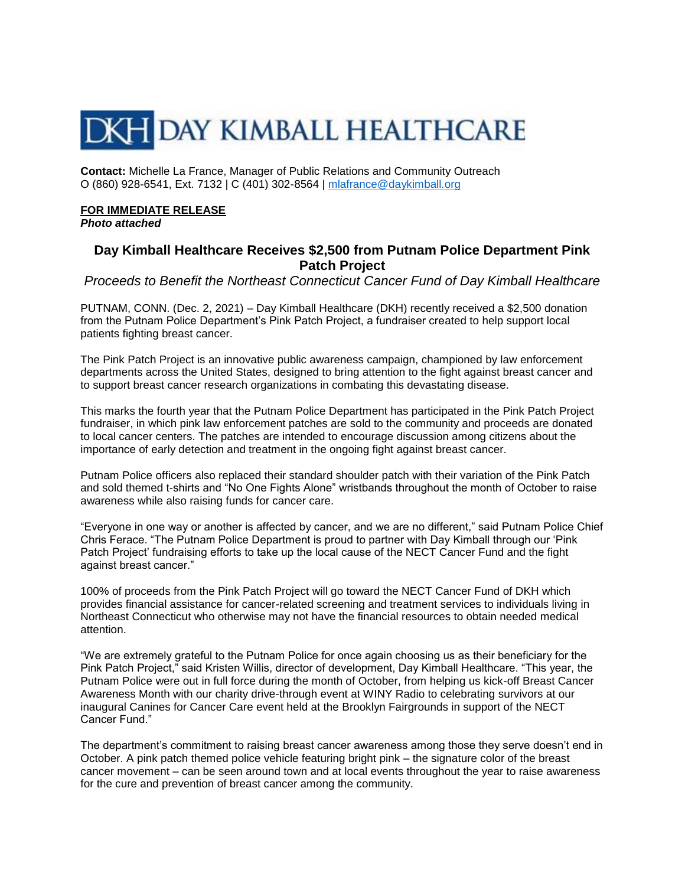# DKH DAY KIMBALL HEALTHCARE

**Contact:** Michelle La France, Manager of Public Relations and Community Outreach
O (860) 928-6541, Ext. 7132 | C (401) 302-8564 | mlafrance@daykimball.org

**FOR IMMEDIATE RELEASE**
***Photo attached***

## Day Kimball Healthcare Receives $2,500 from Putnam Police Department Pink Patch Project

*Proceeds to Benefit the Northeast Connecticut Cancer Fund of Day Kimball Healthcare*

PUTNAM, CONN. (Dec. 2, 2021) – Day Kimball Healthcare (DKH) recently received a $2,500 donation from the Putnam Police Department's Pink Patch Project, a fundraiser created to help support local patients fighting breast cancer.

The Pink Patch Project is an innovative public awareness campaign, championed by law enforcement departments across the United States, designed to bring attention to the fight against breast cancer and to support breast cancer research organizations in combating this devastating disease.

This marks the fourth year that the Putnam Police Department has participated in the Pink Patch Project fundraiser, in which pink law enforcement patches are sold to the community and proceeds are donated to local cancer centers. The patches are intended to encourage discussion among citizens about the importance of early detection and treatment in the ongoing fight against breast cancer.

Putnam Police officers also replaced their standard shoulder patch with their variation of the Pink Patch and sold themed t-shirts and "No One Fights Alone" wristbands throughout the month of October to raise awareness while also raising funds for cancer care.

"Everyone in one way or another is affected by cancer, and we are no different," said Putnam Police Chief Chris Ferace. "The Putnam Police Department is proud to partner with Day Kimball through our 'Pink Patch Project' fundraising efforts to take up the local cause of the NECT Cancer Fund and the fight against breast cancer."

100% of proceeds from the Pink Patch Project will go toward the NECT Cancer Fund of DKH which provides financial assistance for cancer-related screening and treatment services to individuals living in Northeast Connecticut who otherwise may not have the financial resources to obtain needed medical attention.

"We are extremely grateful to the Putnam Police for once again choosing us as their beneficiary for the Pink Patch Project," said Kristen Willis, director of development, Day Kimball Healthcare. "This year, the Putnam Police were out in full force during the month of October, from helping us kick-off Breast Cancer Awareness Month with our charity drive-through event at WINY Radio to celebrating survivors at our inaugural Canines for Cancer Care event held at the Brooklyn Fairgrounds in support of the NECT Cancer Fund."

The department's commitment to raising breast cancer awareness among those they serve doesn't end in October. A pink patch themed police vehicle featuring bright pink – the signature color of the breast cancer movement – can be seen around town and at local events throughout the year to raise awareness for the cure and prevention of breast cancer among the community.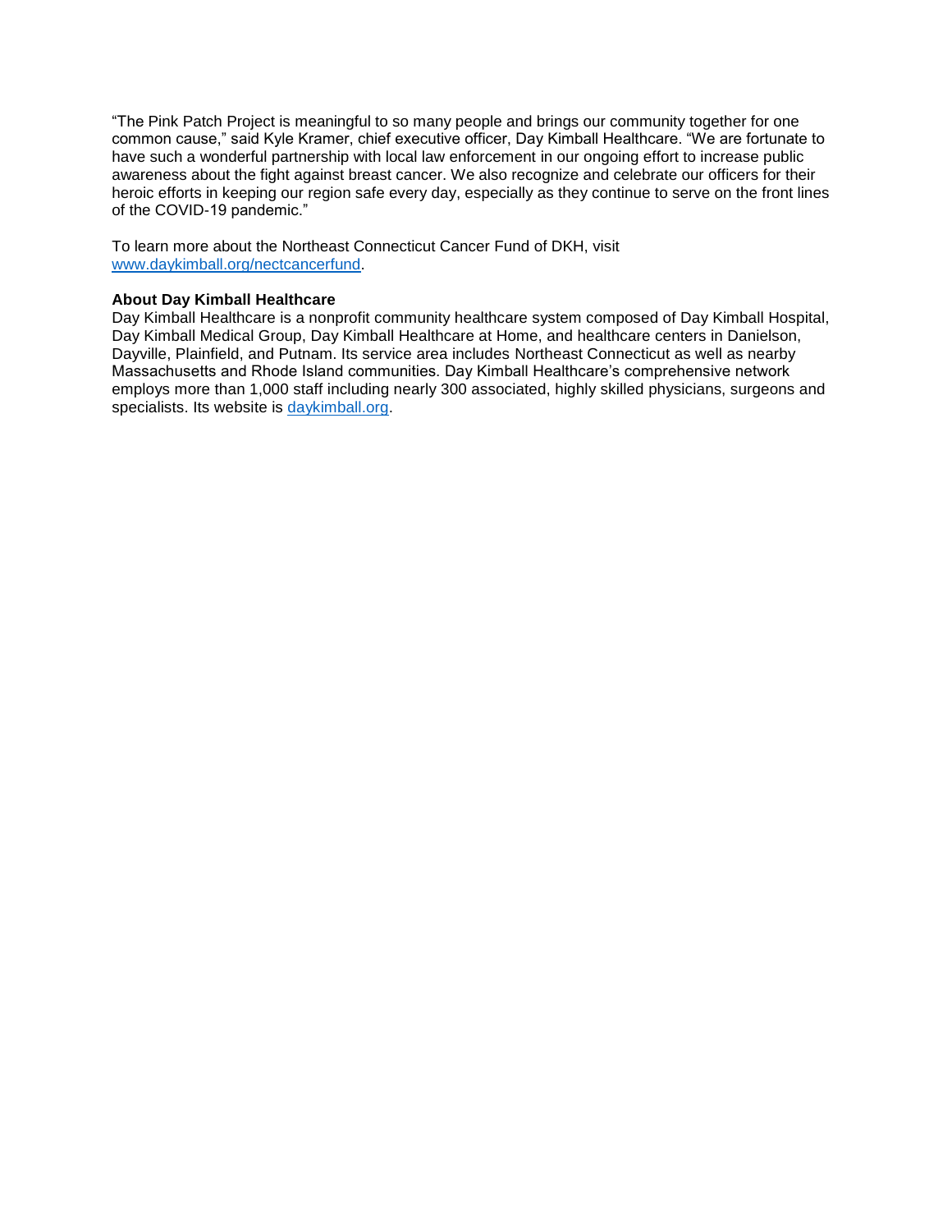"The Pink Patch Project is meaningful to so many people and brings our community together for one common cause," said Kyle Kramer, chief executive officer, Day Kimball Healthcare. "We are fortunate to have such a wonderful partnership with local law enforcement in our ongoing effort to increase public awareness about the fight against breast cancer. We also recognize and celebrate our officers for their heroic efforts in keeping our region safe every day, especially as they continue to serve on the front lines of the COVID-19 pandemic."

To learn more about the Northeast Connecticut Cancer Fund of DKH, visit [www.daykimball.org/nectcancerfund](www.daykimball.org/nectcancerfund).

**About Day Kimball Healthcare**
Day Kimball Healthcare is a nonprofit community healthcare system composed of Day Kimball Hospital, Day Kimball Medical Group, Day Kimball Healthcare at Home, and healthcare centers in Danielson, Dayville, Plainfield, and Putnam. Its service area includes Northeast Connecticut as well as nearby Massachusetts and Rhode Island communities. Day Kimball Healthcare's comprehensive network employs more than 1,000 staff including nearly 300 associated, highly skilled physicians, surgeons and specialists. Its website is [daykimball.org](daykimball.org).